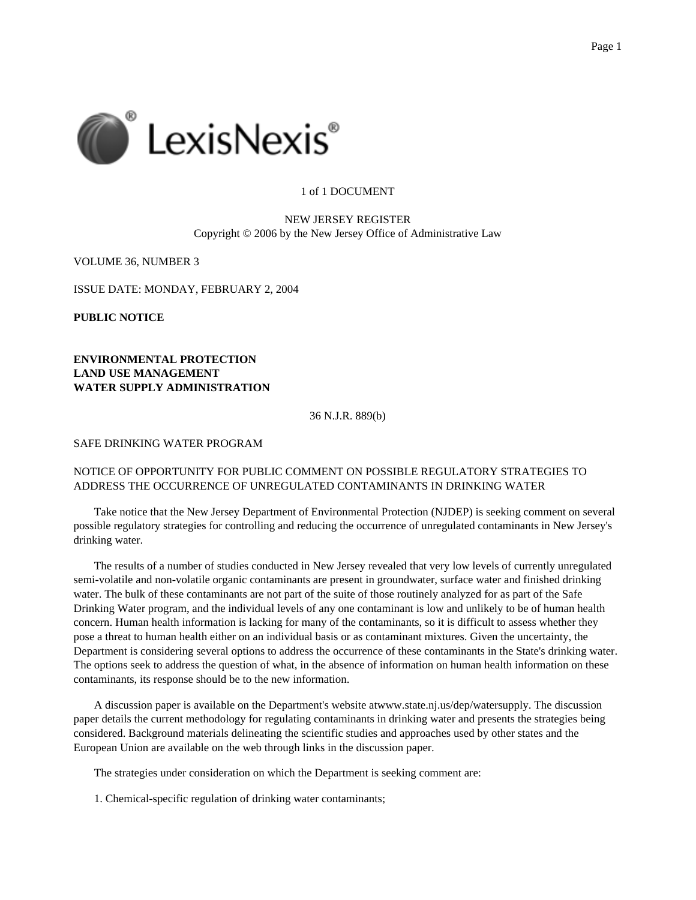1 of 1 DOCUMENT

NEW JERSEY REGISTER
Copyright © 2006 by the New Jersey Office of Administrative Law

VOLUME 36, NUMBER 3

ISSUE DATE: MONDAY, FEBRUARY 2, 2004

**PUBLIC NOTICE**

**ENVIRONMENTAL PROTECTION**
**LAND USE MANAGEMENT**
**WATER SUPPLY ADMINISTRATION**

36 N.J.R. 889(b)

SAFE DRINKING WATER PROGRAM

NOTICE OF OPPORTUNITY FOR PUBLIC COMMENT ON POSSIBLE REGULATORY STRATEGIES TO ADDRESS THE OCCURRENCE OF UNREGULATED CONTAMINANTS IN DRINKING WATER

Take notice that the New Jersey Department of Environmental Protection (NJDEP) is seeking comment on several possible regulatory strategies for controlling and reducing the occurrence of unregulated contaminants in New Jersey's drinking water.

The results of a number of studies conducted in New Jersey revealed that very low levels of currently unregulated semi-volatile and non-volatile organic contaminants are present in groundwater, surface water and finished drinking water. The bulk of these contaminants are not part of the suite of those routinely analyzed for as part of the Safe Drinking Water program, and the individual levels of any one contaminant is low and unlikely to be of human health concern. Human health information is lacking for many of the contaminants, so it is difficult to assess whether they pose a threat to human health either on an individual basis or as contaminant mixtures. Given the uncertainty, the Department is considering several options to address the occurrence of these contaminants in the State's drinking water. The options seek to address the question of what, in the absence of information on human health information on these contaminants, its response should be to the new information.

A discussion paper is available on the Department's website atwww.state.nj.us/dep/watersupply. The discussion paper details the current methodology for regulating contaminants in drinking water and presents the strategies being considered. Background materials delineating the scientific studies and approaches used by other states and the European Union are available on the web through links in the discussion paper.

The strategies under consideration on which the Department is seeking comment are:

1. Chemical-specific regulation of drinking water contaminants;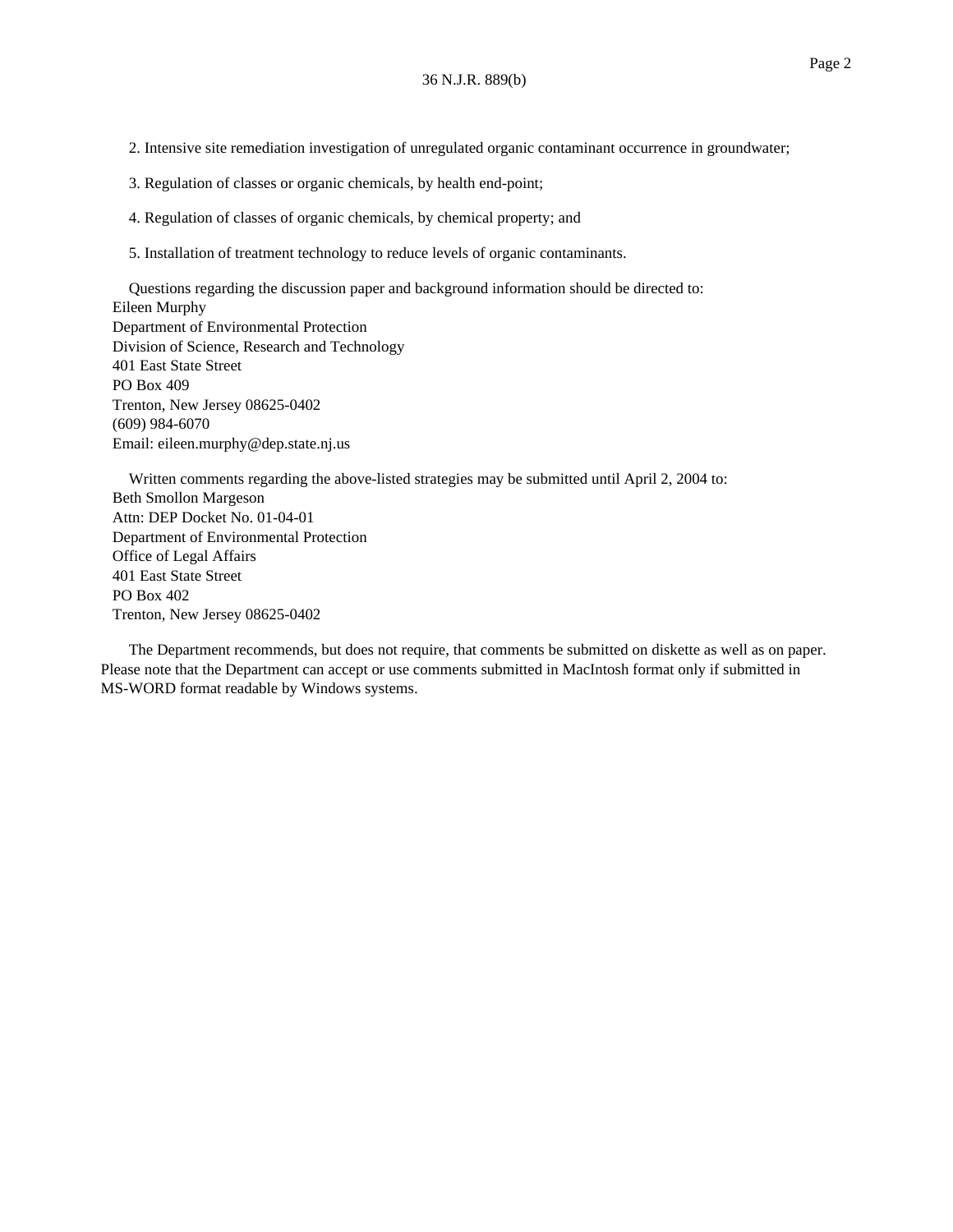2. Intensive site remediation investigation of unregulated organic contaminant occurrence in groundwater;

3. Regulation of classes or organic chemicals, by health end-point;

4. Regulation of classes of organic chemicals, by chemical property; and

5. Installation of treatment technology to reduce levels of organic contaminants.

Questions regarding the discussion paper and background information should be directed to:
Eileen Murphy
Department of Environmental Protection
Division of Science, Research and Technology
401 East State Street
PO Box 409
Trenton, New Jersey 08625-0402
(609) 984-6070
Email: eileen.murphy@dep.state.nj.us

Written comments regarding the above-listed strategies may be submitted until April 2, 2004 to:
Beth Smollon Margeson
Attn: DEP Docket No. 01-04-01
Department of Environmental Protection
Office of Legal Affairs
401 East State Street
PO Box 402
Trenton, New Jersey 08625-0402

The Department recommends, but does not require, that comments be submitted on diskette as well as on paper. Please note that the Department can accept or use comments submitted in MacIntosh format only if submitted in MS-WORD format readable by Windows systems.